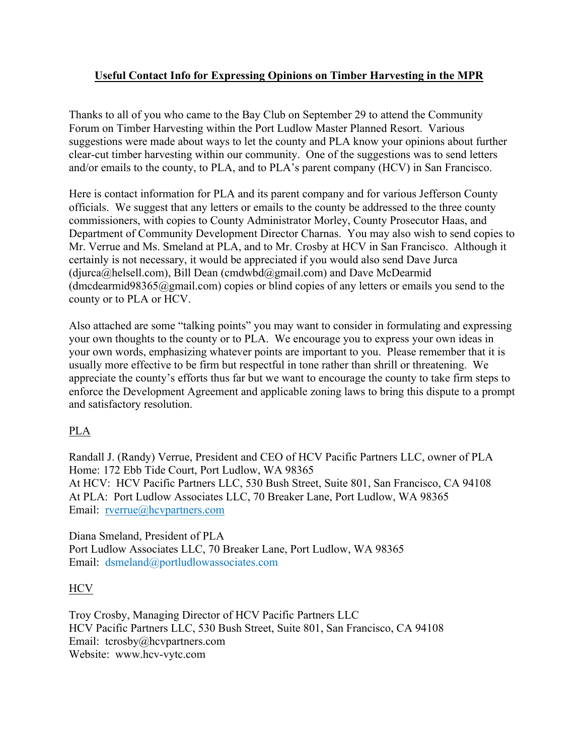**Useful Contact Info for Expressing Opinions on Timber Harvesting in the MPR**

Thanks to all of you who came to the Bay Club on September 29 to attend the Community Forum on Timber Harvesting within the Port Ludlow Master Planned Resort. Various suggestions were made about ways to let the county and PLA know your opinions about further clear-cut timber harvesting within our community. One of the suggestions was to send letters and/or emails to the county, to PLA, and to PLA's parent company (HCV) in San Francisco.

Here is contact information for PLA and its parent company and for various Jefferson County officials. We suggest that any letters or emails to the county be addressed to the three county commissioners, with copies to County Administrator Morley, County Prosecutor Haas, and Department of Community Development Director Charnas. You may also wish to send copies to Mr. Verrue and Ms. Smeland at PLA, and to Mr. Crosby at HCV in San Francisco. Although it certainly is not necessary, it would be appreciated if you would also send Dave Jurca (djurca@helsell.com), Bill Dean (cmdwbd@gmail.com) and Dave McDearmid (dmcdearmid98365@gmail.com) copies or blind copies of any letters or emails you send to the county or to PLA or HCV.

Also attached are some "talking points" you may want to consider in formulating and expressing your own thoughts to the county or to PLA. We encourage you to express your own ideas in your own words, emphasizing whatever points are important to you. Please remember that it is usually more effective to be firm but respectful in tone rather than shrill or threatening. We appreciate the county's efforts thus far but we want to encourage the county to take firm steps to enforce the Development Agreement and applicable zoning laws to bring this dispute to a prompt and satisfactory resolution.

PLA

Randall J. (Randy) Verrue, President and CEO of HCV Pacific Partners LLC, owner of PLA
Home: 172 Ebb Tide Court, Port Ludlow, WA 98365
At HCV: HCV Pacific Partners LLC, 530 Bush Street, Suite 801, San Francisco, CA 94108
At PLA: Port Ludlow Associates LLC, 70 Breaker Lane, Port Ludlow, WA 98365
Email: rverrue@hcvpartners.com

Diana Smeland, President of PLA
Port Ludlow Associates LLC, 70 Breaker Lane, Port Ludlow, WA 98365
Email: dsmeland@portludlowassociates.com

HCV

Troy Crosby, Managing Director of HCV Pacific Partners LLC
HCV Pacific Partners LLC, 530 Bush Street, Suite 801, San Francisco, CA 94108
Email: tcrosby@hcvpartners.com
Website: www.hcv-vytc.com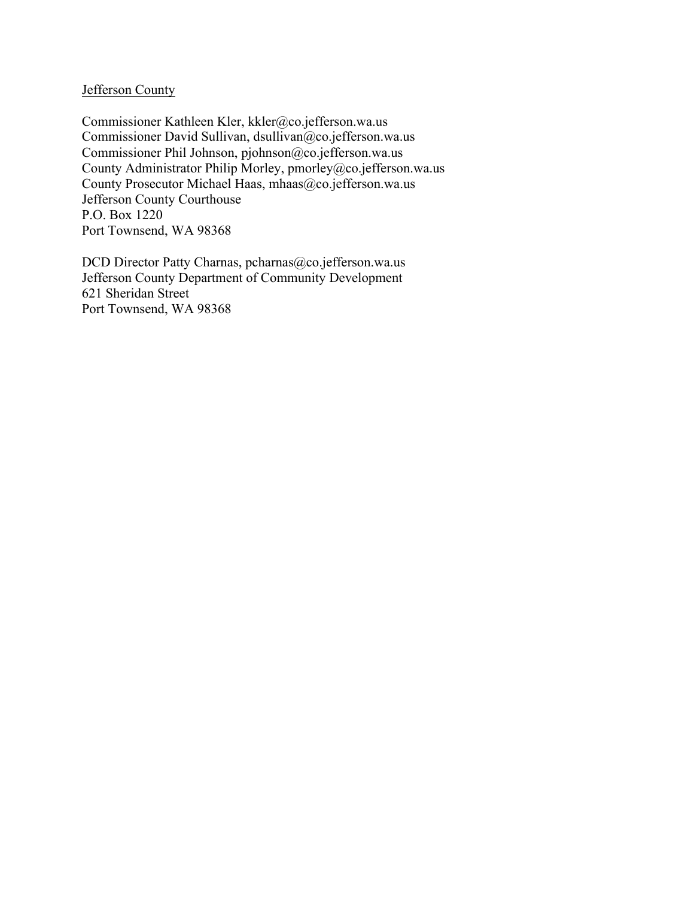<u>Jefferson County</u>

Commissioner Kathleen Kler, kkler@co.jefferson.wa.us
Commissioner David Sullivan, dsullivan@co.jefferson.wa.us
Commissioner Phil Johnson, pjohnson@co.jefferson.wa.us
County Administrator Philip Morley, pmorley@co.jefferson.wa.us
County Prosecutor Michael Haas, mhaas@co.jefferson.wa.us
Jefferson County Courthouse
P.O. Box 1220
Port Townsend, WA 98368

DCD Director Patty Charnas, pcharnas@co.jefferson.wa.us
Jefferson County Department of Community Development
621 Sheridan Street
Port Townsend, WA 98368